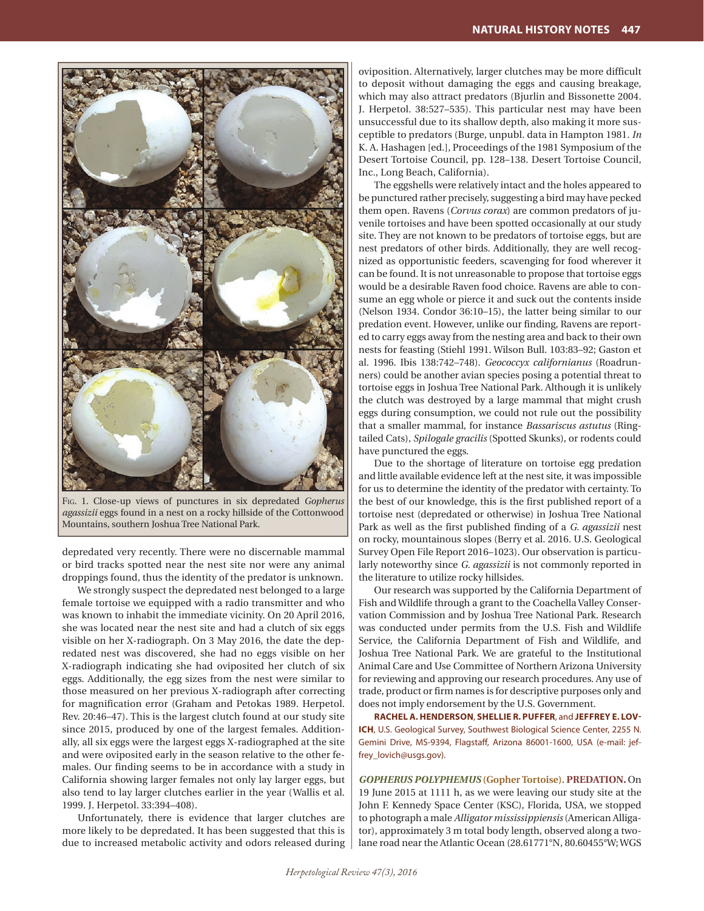Fig. 1. Close-up views of punctures in six depredated *Gopherus agassizii* eggs found in a nest on a rocky hillside of the Cottonwood Mountains, southern Joshua Tree National Park.

depredated very recently. There were no discernable mammal or bird tracks spotted near the nest site nor were any animal droppings found, thus the identity of the predator is unknown.

We strongly suspect the depredated nest belonged to a large female tortoise we equipped with a radio transmitter and who was known to inhabit the immediate vicinity. On 20 April 2016, she was located near the nest site and had a clutch of six eggs visible on her X-radiograph. On 3 May 2016, the date the depredated nest was discovered, she had no eggs visible on her X-radiograph indicating she had oviposited her clutch of six eggs. Additionally, the egg sizes from the nest were similar to those measured on her previous X-radiograph after correcting for magnification error (Graham and Petokas 1989. Herpetol. Rev. 20:46–47). This is the largest clutch found at our study site since 2015, produced by one of the largest females. Additionally, all six eggs were the largest eggs X-radiographed at the site and were oviposited early in the season relative to the other females. Our finding seems to be in accordance with a study in California showing larger females not only lay larger eggs, but also tend to lay larger clutches earlier in the year (Wallis et al. 1999. J. Herpetol. 33:394–408).

Unfortunately, there is evidence that larger clutches are more likely to be depredated. It has been suggested that this is due to increased metabolic activity and odors released during oviposition. Alternatively, larger clutches may be more difficult to deposit without damaging the eggs and causing breakage, which may also attract predators (Bjurlin and Bissonette 2004. J. Herpetol. 38:527–535). This particular nest may have been unsuccessful due to its shallow depth, also making it more susceptible to predators (Burge, unpubl. data in Hampton 1981. *In* K. A. Hashagen [ed.], Proceedings of the 1981 Symposium of the Desert Tortoise Council, pp. 128–138. Desert Tortoise Council, Inc., Long Beach, California).

The eggshells were relatively intact and the holes appeared to be punctured rather precisely, suggesting a bird may have pecked them open. Ravens (*Corvus corax*) are common predators of juvenile tortoises and have been spotted occasionally at our study site. They are not known to be predators of tortoise eggs, but are nest predators of other birds. Additionally, they are well recognized as opportunistic feeders, scavenging for food wherever it can be found. It is not unreasonable to propose that tortoise eggs would be a desirable Raven food choice. Ravens are able to consume an egg whole or pierce it and suck out the contents inside (Nelson 1934. Condor 36:10–15), the latter being similar to our predation event. However, unlike our finding, Ravens are reported to carry eggs away from the nesting area and back to their own nests for feasting (Stiehl 1991. Wilson Bull. 103:83–92; Gaston et al. 1996. Ibis 138:742–748). *Geococcyx californianus* (Roadrunners) could be another avian species posing a potential threat to tortoise eggs in Joshua Tree National Park. Although it is unlikely the clutch was destroyed by a large mammal that might crush eggs during consumption, we could not rule out the possibility that a smaller mammal, for instance *Bassariscus astutus* (Ring-tailed Cats), *Spilogale gracilis* (Spotted Skunks), or rodents could have punctured the eggs.

Due to the shortage of literature on tortoise egg predation and little available evidence left at the nest site, it was impossible for us to determine the identity of the predator with certainty. To the best of our knowledge, this is the first published report of a tortoise nest (depredated or otherwise) in Joshua Tree National Park as well as the first published finding of a *G. agassizii* nest on rocky, mountainous slopes (Berry et al. 2016. U.S. Geological Survey Open File Report 2016–1023). Our observation is particularly noteworthy since *G. agassizii* is not commonly reported in the literature to utilize rocky hillsides.

Our research was supported by the California Department of Fish and Wildlife through a grant to the Coachella Valley Conservation Commission and by Joshua Tree National Park. Research was conducted under permits from the U.S. Fish and Wildlife Service, the California Department of Fish and Wildlife, and Joshua Tree National Park. We are grateful to the Institutional Animal Care and Use Committee of Northern Arizona University for reviewing and approving our research procedures. Any use of trade, product or firm names is for descriptive purposes only and does not imply endorsement by the U.S. Government.

**RACHEL A. HENDERSON**, **SHELLIE R. PUFFER**, and **JEFFREY E. LOVICH**, U.S. Geological Survey, Southwest Biological Science Center, 2255 N. Gemini Drive, MS-9394, Flagstaff, Arizona 86001-1600, USA (e-mail: jeffrey_lovich@usgs.gov).

***GOPHERUS POLYPHEMUS* (Gopher Tortoise). PREDATION.** On 19 June 2015 at 1111 h, as we were leaving our study site at the John F. Kennedy Space Center (KSC), Florida, USA, we stopped to photograph a male *Alligator mississippiensis* (American Alligator), approximately 3 m total body length, observed along a two-lane road near the Atlantic Ocean (28.61771°N, 80.60455°W; WGS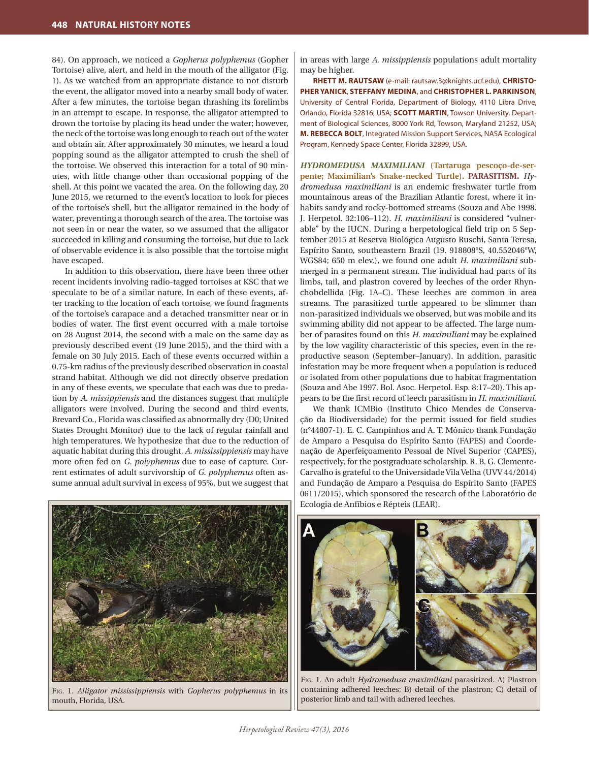84). On approach, we noticed a *Gopherus polyphemus* (Gopher Tortoise) alive, alert, and held in the mouth of the alligator (Fig. 1). As we watched from an appropriate distance to not disturb the event, the alligator moved into a nearby small body of water. After a few minutes, the tortoise began thrashing its forelimbs in an attempt to escape. In response, the alligator attempted to drown the tortoise by placing its head under the water; however, the neck of the tortoise was long enough to reach out of the water and obtain air. After approximately 30 minutes, we heard a loud popping sound as the alligator attempted to crush the shell of the tortoise. We observed this interaction for a total of 90 minutes, with little change other than occasional popping of the shell. At this point we vacated the area. On the following day, 20 June 2015, we returned to the event's location to look for pieces of the tortoise's shell, but the alligator remained in the body of water, preventing a thorough search of the area. The tortoise was not seen in or near the water, so we assumed that the alligator succeeded in killing and consuming the tortoise, but due to lack of observable evidence it is also possible that the tortoise might have escaped.

In addition to this observation, there have been three other recent incidents involving radio-tagged tortoises at KSC that we speculate to be of a similar nature. In each of these events, after tracking to the location of each tortoise, we found fragments of the tortoise's carapace and a detached transmitter near or in bodies of water. The first event occurred with a male tortoise on 28 August 2014, the second with a male on the same day as previously described event (19 June 2015), and the third with a female on 30 July 2015. Each of these events occurred within a 0.75-km radius of the previously described observation in coastal strand habitat. Although we did not directly observe predation in any of these events, we speculate that each was due to predation by *A. missippiensis* and the distances suggest that multiple alligators were involved. During the second and third events, Brevard Co., Florida was classified as abnormally dry (D0; United States Drought Monitor) due to the lack of regular rainfall and high temperatures. We hypothesize that due to the reduction of aquatic habitat during this drought, *A. mississippiensis* may have more often fed on *G. polyphemus* due to ease of capture. Current estimates of adult survivorship of *G. polyphemus* often assume annual adult survival in excess of 95%, but we suggest that in areas with large *A. missippiensis* populations adult mortality may be higher.

Fig. 1. *Alligator mississippiensis* with *Gopherus polyphemus* in its mouth, Florida, USA.

**RHETT M. RAUTSAW** (e-mail: rautsaw.3@knights.ucf.edu), **CHRISTOPHER YANICK**, **STEFFANY MEDINA**, and **CHRISTOPHER L. PARKINSON**, University of Central Florida, Department of Biology, 4110 Libra Drive, Orlando, Florida 32816, USA; **SCOTT MARTIN**, Towson University, Department of Biological Sciences, 8000 York Rd, Towson, Maryland 21252, USA; **M. REBECCA BOLT**, Integrated Mission Support Services, NASA Ecological Program, Kennedy Space Center, Florida 32899, USA.

***HYDROMEDUSA MAXIMILIANI* (Tartaruga pescoço-de-serpente; Maximilian's Snake-necked Turtle). PARASITISM.** *Hydromedusa maximiliani* is an endemic freshwater turtle from mountainous areas of the Brazilian Atlantic forest, where it inhabits sandy and rocky-bottomed streams (Souza and Abe 1998. J. Herpetol. 32:106–112). *H. maximiliani* is considered "vulnerable" by the IUCN. During a herpetological field trip on 5 September 2015 at Reserva Biológica Augusto Ruschi, Santa Teresa, Espírito Santo, southeastern Brazil (19. 918808°S, 40.552046°W, WGS84; 650 m elev.), we found one adult *H. maximiliani* submerged in a permanent stream. The individual had parts of its limbs, tail, and plastron covered by leeches of the order Rhynchobdellida (Fig. 1A–C). These leeches are common in area streams. The parasitized turtle appeared to be slimmer than non-parasitized individuals we observed, but was mobile and its swimming ability did not appear to be affected. The large number of parasites found on this *H. maximiliani* may be explained by the low vagility characteristic of this species, even in the reproductive season (September–January). In addition, parasitic infestation may be more frequent when a population is reduced or isolated from other populations due to habitat fragmentation (Souza and Abe 1997. Bol. Asoc. Herpetol. Esp. 8:17–20). This appears to be the first record of leech parasitism in *H. maximiliani*.

We thank ICMBio (Instituto Chico Mendes de Conservação da Biodiversidade) for the permit issued for field studies (n°44807-1). E. C. Campinhos and A. T. Mônico thank Fundação de Amparo a Pesquisa do Espírito Santo (FAPES) and Coordenação de Aperfeiçoamento Pessoal de Nível Superior (CAPES), respectively, for the postgraduate scholarship. R. B. G. Clemente-Carvalho is grateful to the Universidade Vila Velha (UVV 44/2014) and Fundação de Amparo a Pesquisa do Espírito Santo (FAPES 0611/2015), which sponsored the research of the Laboratório de Ecologia de Anfíbios e Répteis (LEAR).

Fig. 1. An adult *Hydromedusa maximiliani* parasitized. A) Plastron containing adhered leeches; B) detail of the plastron; C) detail of posterior limb and tail with adhered leeches.